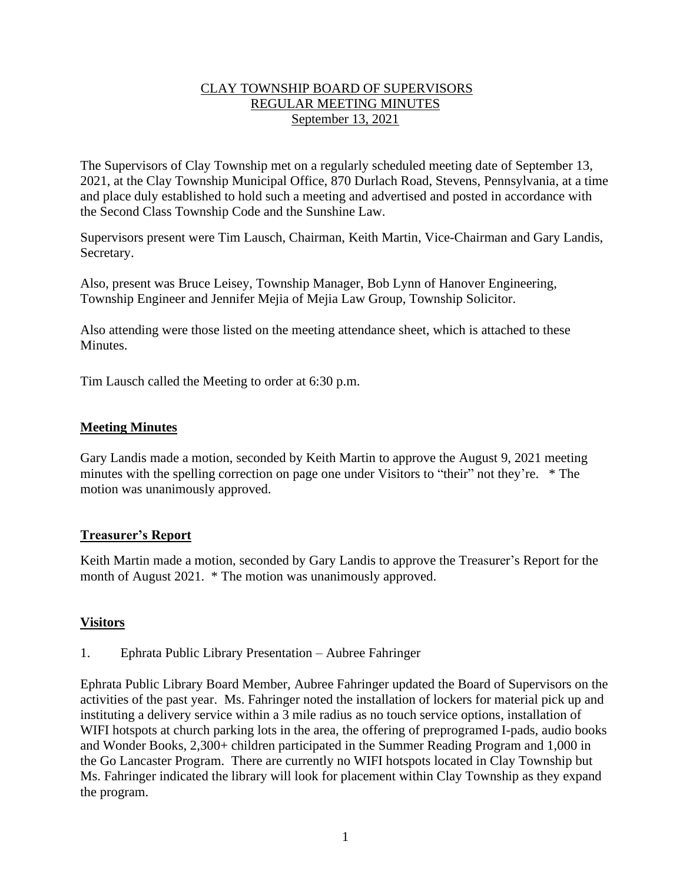CLAY TOWNSHIP BOARD OF SUPERVISORS
REGULAR MEETING MINUTES
September 13, 2021

The Supervisors of Clay Township met on a regularly scheduled meeting date of September 13, 2021, at the Clay Township Municipal Office, 870 Durlach Road, Stevens, Pennsylvania, at a time and place duly established to hold such a meeting and advertised and posted in accordance with the Second Class Township Code and the Sunshine Law.

Supervisors present were Tim Lausch, Chairman, Keith Martin, Vice-Chairman and Gary Landis, Secretary.

Also, present was Bruce Leisey, Township Manager, Bob Lynn of Hanover Engineering, Township Engineer and Jennifer Mejia of Mejia Law Group, Township Solicitor.

Also attending were those listed on the meeting attendance sheet, which is attached to these Minutes.

Tim Lausch called the Meeting to order at 6:30 p.m.

## Meeting Minutes

Gary Landis made a motion, seconded by Keith Martin to approve the August 9, 2021 meeting minutes with the spelling correction on page one under Visitors to "their" not they're. * The motion was unanimously approved.

## Treasurer's Report

Keith Martin made a motion, seconded by Gary Landis to approve the Treasurer's Report for the month of August 2021. * The motion was unanimously approved.

## Visitors

1. Ephrata Public Library Presentation – Aubree Fahringer

Ephrata Public Library Board Member, Aubree Fahringer updated the Board of Supervisors on the activities of the past year. Ms. Fahringer noted the installation of lockers for material pick up and instituting a delivery service within a 3 mile radius as no touch service options, installation of WIFI hotspots at church parking lots in the area, the offering of preprogramed I-pads, audio books and Wonder Books, 2,300+ children participated in the Summer Reading Program and 1,000 in the Go Lancaster Program. There are currently no WIFI hotspots located in Clay Township but Ms. Fahringer indicated the library will look for placement within Clay Township as they expand the program.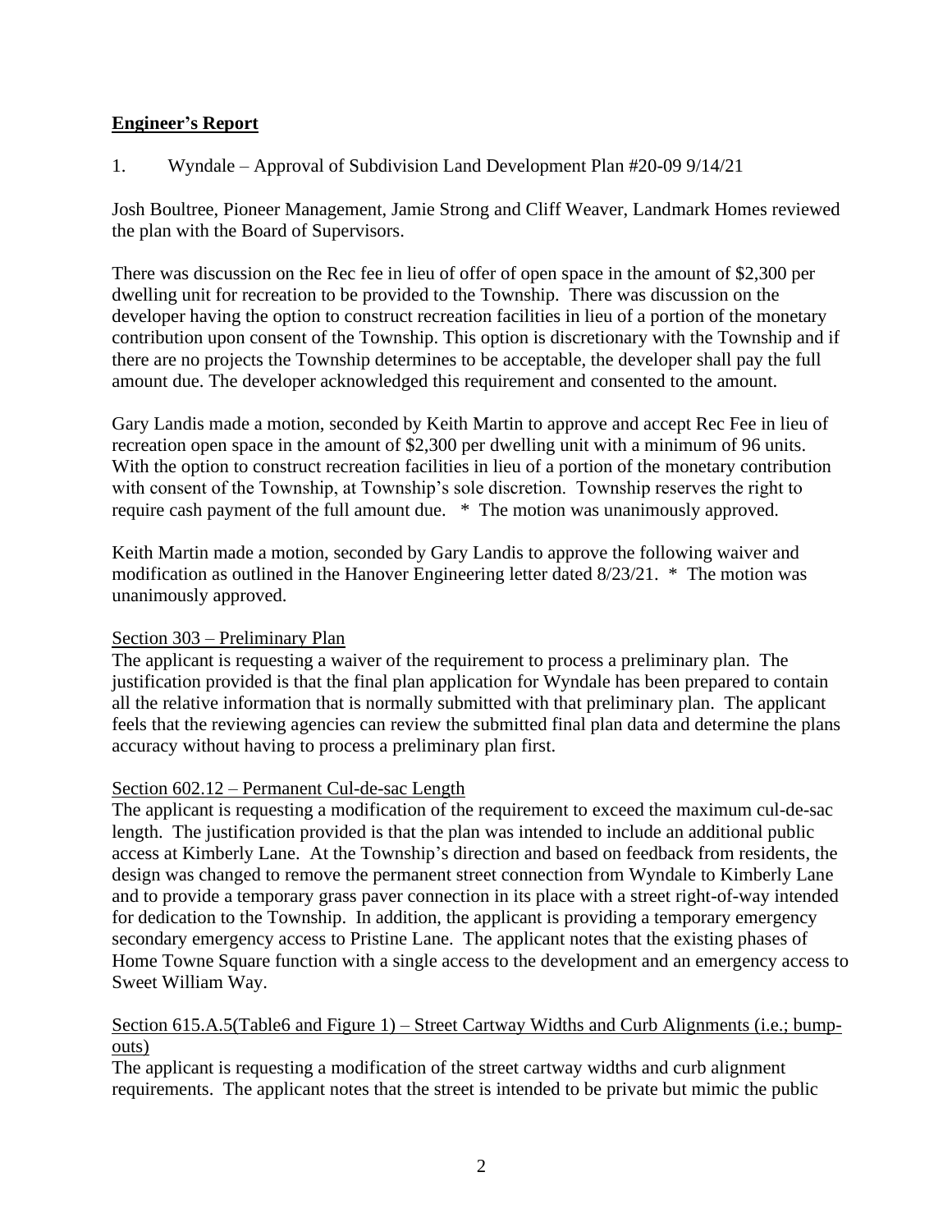## **Engineer's Report**

1. Wyndale – Approval of Subdivision Land Development Plan #20-09 9/14/21

Josh Boultree, Pioneer Management, Jamie Strong and Cliff Weaver, Landmark Homes reviewed the plan with the Board of Supervisors.

There was discussion on the Rec fee in lieu of offer of open space in the amount of $2,300 per dwelling unit for recreation to be provided to the Township. There was discussion on the developer having the option to construct recreation facilities in lieu of a portion of the monetary contribution upon consent of the Township. This option is discretionary with the Township and if there are no projects the Township determines to be acceptable, the developer shall pay the full amount due. The developer acknowledged this requirement and consented to the amount.

Gary Landis made a motion, seconded by Keith Martin to approve and accept Rec Fee in lieu of recreation open space in the amount of $2,300 per dwelling unit with a minimum of 96 units. With the option to construct recreation facilities in lieu of a portion of the monetary contribution with consent of the Township, at Township's sole discretion. Township reserves the right to require cash payment of the full amount due. * The motion was unanimously approved.

Keith Martin made a motion, seconded by Gary Landis to approve the following waiver and modification as outlined in the Hanover Engineering letter dated 8/23/21. * The motion was unanimously approved.

<u>Section 303 – Preliminary Plan</u>

The applicant is requesting a waiver of the requirement to process a preliminary plan. The justification provided is that the final plan application for Wyndale has been prepared to contain all the relative information that is normally submitted with that preliminary plan. The applicant feels that the reviewing agencies can review the submitted final plan data and determine the plans accuracy without having to process a preliminary plan first.

<u>Section 602.12 – Permanent Cul-de-sac Length</u>

The applicant is requesting a modification of the requirement to exceed the maximum cul-de-sac length. The justification provided is that the plan was intended to include an additional public access at Kimberly Lane. At the Township's direction and based on feedback from residents, the design was changed to remove the permanent street connection from Wyndale to Kimberly Lane and to provide a temporary grass paver connection in its place with a street right-of-way intended for dedication to the Township. In addition, the applicant is providing a temporary emergency secondary emergency access to Pristine Lane. The applicant notes that the existing phases of Home Towne Square function with a single access to the development and an emergency access to Sweet William Way.

<u>Section 615.A.5(Table6 and Figure 1) – Street Cartway Widths and Curb Alignments (i.e.; bump-outs)</u>

The applicant is requesting a modification of the street cartway widths and curb alignment requirements. The applicant notes that the street is intended to be private but mimic the public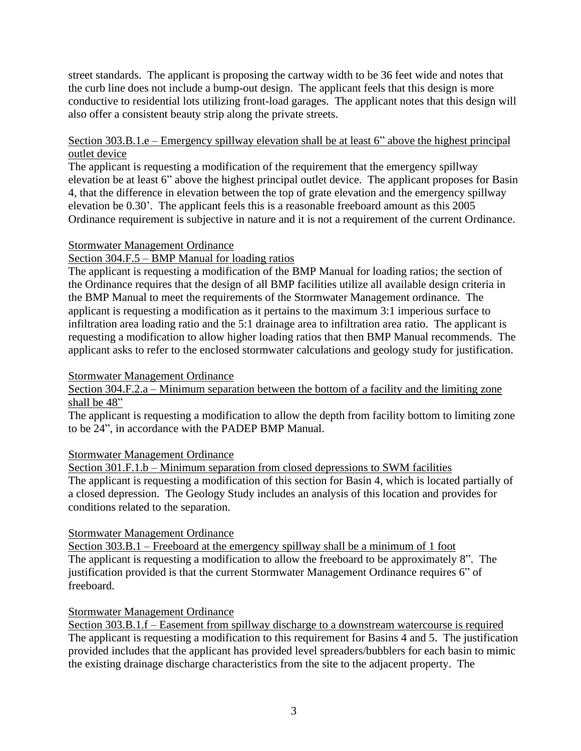street standards. The applicant is proposing the cartway width to be 36 feet wide and notes that the curb line does not include a bump-out design. The applicant feels that this design is more conductive to residential lots utilizing front-load garages. The applicant notes that this design will also offer a consistent beauty strip along the private streets.

<u>Section 303.B.1.e – Emergency spillway elevation shall be at least 6" above the highest principal outlet device</u>

The applicant is requesting a modification of the requirement that the emergency spillway elevation be at least 6" above the highest principal outlet device. The applicant proposes for Basin 4, that the difference in elevation between the top of grate elevation and the emergency spillway elevation be 0.30'. The applicant feels this is a reasonable freeboard amount as this 2005 Ordinance requirement is subjective in nature and it is not a requirement of the current Ordinance.

<u>Stormwater Management Ordinance</u>

<u>Section 304.F.5 – BMP Manual for loading ratios</u>

The applicant is requesting a modification of the BMP Manual for loading ratios; the section of the Ordinance requires that the design of all BMP facilities utilize all available design criteria in the BMP Manual to meet the requirements of the Stormwater Management ordinance. The applicant is requesting a modification as it pertains to the maximum 3:1 imperious surface to infiltration area loading ratio and the 5:1 drainage area to infiltration area ratio. The applicant is requesting a modification to allow higher loading ratios that then BMP Manual recommends. The applicant asks to refer to the enclosed stormwater calculations and geology study for justification.

<u>Stormwater Management Ordinance</u>

<u>Section 304.F.2.a – Minimum separation between the bottom of a facility and the limiting zone shall be 48"</u>

The applicant is requesting a modification to allow the depth from facility bottom to limiting zone to be 24", in accordance with the PADEP BMP Manual.

<u>Stormwater Management Ordinance</u>

<u>Section 301.F.1.b – Minimum separation from closed depressions to SWM facilities</u>

The applicant is requesting a modification of this section for Basin 4, which is located partially of a closed depression. The Geology Study includes an analysis of this location and provides for conditions related to the separation.

<u>Stormwater Management Ordinance</u>

<u>Section 303.B.1 – Freeboard at the emergency spillway shall be a minimum of 1 foot</u>

The applicant is requesting a modification to allow the freeboard to be approximately 8". The justification provided is that the current Stormwater Management Ordinance requires 6" of freeboard.

<u>Stormwater Management Ordinance</u>

<u>Section 303.B.1.f – Easement from spillway discharge to a downstream watercourse is required</u>

The applicant is requesting a modification to this requirement for Basins 4 and 5. The justification provided includes that the applicant has provided level spreaders/bubblers for each basin to mimic the existing drainage discharge characteristics from the site to the adjacent property. The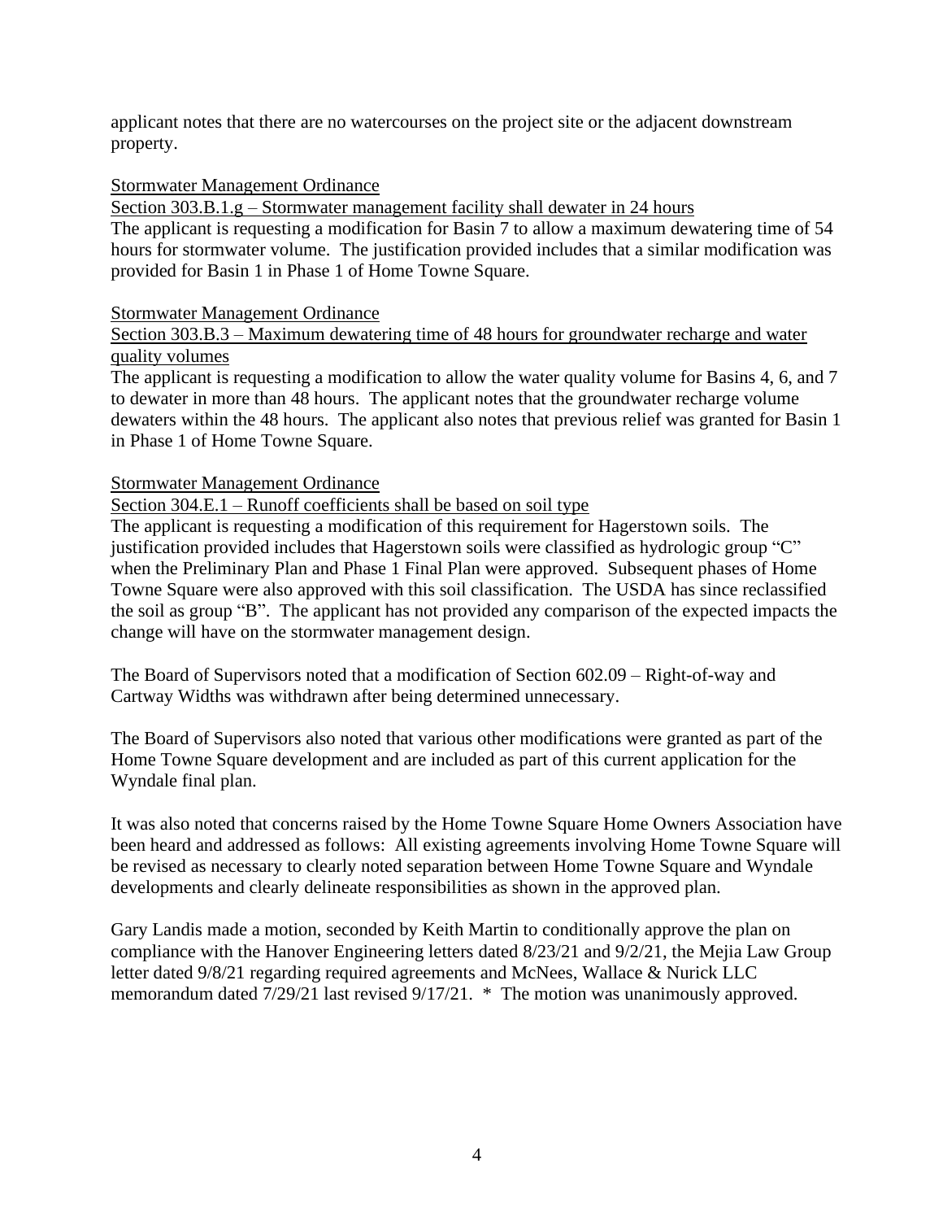applicant notes that there are no watercourses on the project site or the adjacent downstream property.

Stormwater Management Ordinance

Section 303.B.1.g – Stormwater management facility shall dewater in 24 hours

The applicant is requesting a modification for Basin 7 to allow a maximum dewatering time of 54 hours for stormwater volume. The justification provided includes that a similar modification was provided for Basin 1 in Phase 1 of Home Towne Square.

Stormwater Management Ordinance

Section 303.B.3 – Maximum dewatering time of 48 hours for groundwater recharge and water quality volumes

The applicant is requesting a modification to allow the water quality volume for Basins 4, 6, and 7 to dewater in more than 48 hours. The applicant notes that the groundwater recharge volume dewaters within the 48 hours. The applicant also notes that previous relief was granted for Basin 1 in Phase 1 of Home Towne Square.

Stormwater Management Ordinance

Section 304.E.1 – Runoff coefficients shall be based on soil type

The applicant is requesting a modification of this requirement for Hagerstown soils. The justification provided includes that Hagerstown soils were classified as hydrologic group "C" when the Preliminary Plan and Phase 1 Final Plan were approved. Subsequent phases of Home Towne Square were also approved with this soil classification. The USDA has since reclassified the soil as group "B". The applicant has not provided any comparison of the expected impacts the change will have on the stormwater management design.

The Board of Supervisors noted that a modification of Section 602.09 – Right-of-way and Cartway Widths was withdrawn after being determined unnecessary.

The Board of Supervisors also noted that various other modifications were granted as part of the Home Towne Square development and are included as part of this current application for the Wyndale final plan.

It was also noted that concerns raised by the Home Towne Square Home Owners Association have been heard and addressed as follows: All existing agreements involving Home Towne Square will be revised as necessary to clearly noted separation between Home Towne Square and Wyndale developments and clearly delineate responsibilities as shown in the approved plan.

Gary Landis made a motion, seconded by Keith Martin to conditionally approve the plan on compliance with the Hanover Engineering letters dated 8/23/21 and 9/2/21, the Mejia Law Group letter dated 9/8/21 regarding required agreements and McNees, Wallace & Nurick LLC memorandum dated 7/29/21 last revised 9/17/21. * The motion was unanimously approved.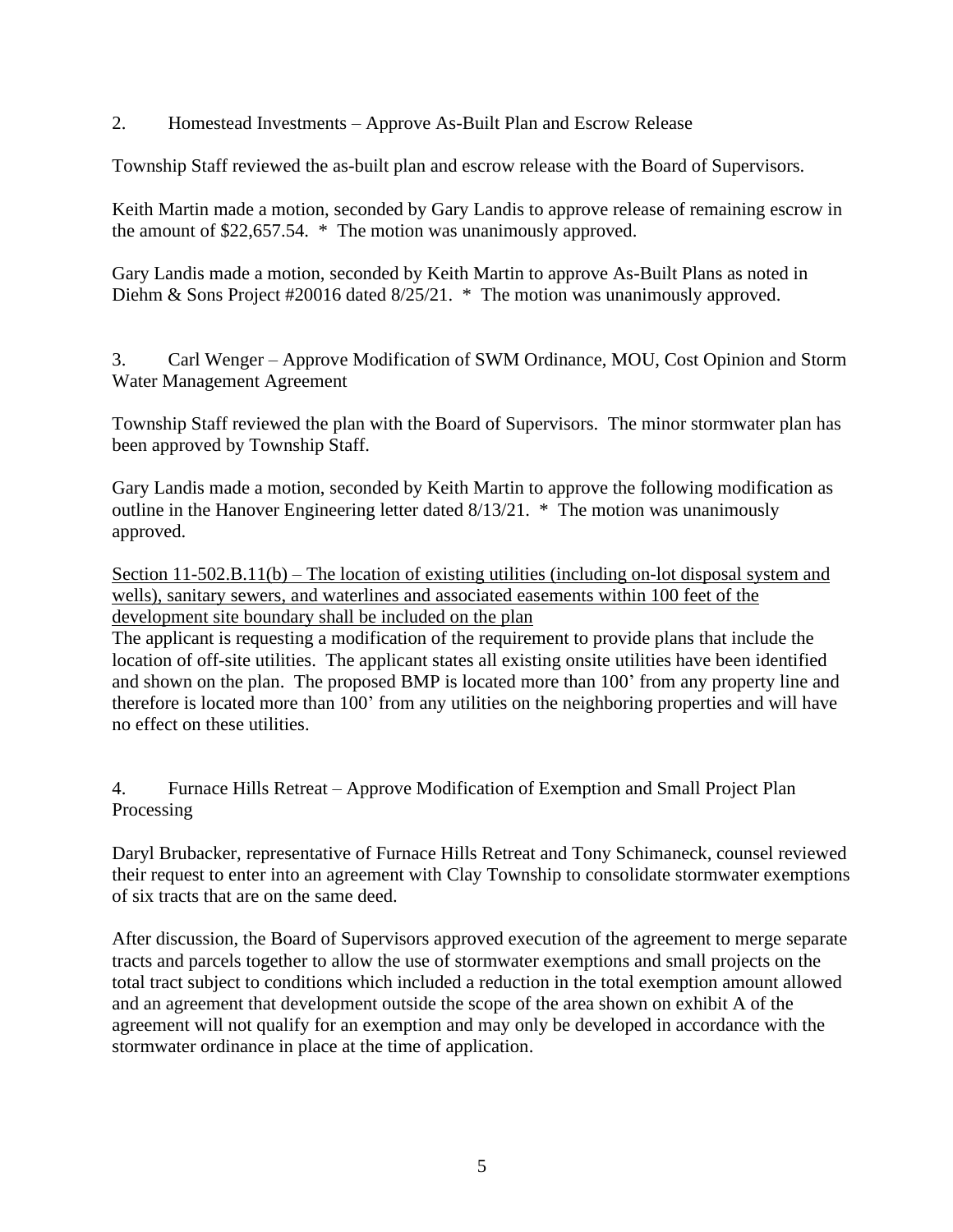2. Homestead Investments – Approve As-Built Plan and Escrow Release

Township Staff reviewed the as-built plan and escrow release with the Board of Supervisors.

Keith Martin made a motion, seconded by Gary Landis to approve release of remaining escrow in the amount of $22,657.54. * The motion was unanimously approved.

Gary Landis made a motion, seconded by Keith Martin to approve As-Built Plans as noted in Diehm & Sons Project #20016 dated 8/25/21. * The motion was unanimously approved.

3. Carl Wenger – Approve Modification of SWM Ordinance, MOU, Cost Opinion and Storm Water Management Agreement

Township Staff reviewed the plan with the Board of Supervisors. The minor stormwater plan has been approved by Township Staff.

Gary Landis made a motion, seconded by Keith Martin to approve the following modification as outline in the Hanover Engineering letter dated 8/13/21. * The motion was unanimously approved.

<u>Section 11-502.B.11(b) – The location of existing utilities (including on-lot disposal system and wells), sanitary sewers, and waterlines and associated easements within 100 feet of the development site boundary shall be included on the plan</u>

The applicant is requesting a modification of the requirement to provide plans that include the location of off-site utilities. The applicant states all existing onsite utilities have been identified and shown on the plan. The proposed BMP is located more than 100' from any property line and therefore is located more than 100' from any utilities on the neighboring properties and will have no effect on these utilities.

4. Furnace Hills Retreat – Approve Modification of Exemption and Small Project Plan Processing

Daryl Brubacker, representative of Furnace Hills Retreat and Tony Schimaneck, counsel reviewed their request to enter into an agreement with Clay Township to consolidate stormwater exemptions of six tracts that are on the same deed.

After discussion, the Board of Supervisors approved execution of the agreement to merge separate tracts and parcels together to allow the use of stormwater exemptions and small projects on the total tract subject to conditions which included a reduction in the total exemption amount allowed and an agreement that development outside the scope of the area shown on exhibit A of the agreement will not qualify for an exemption and may only be developed in accordance with the stormwater ordinance in place at the time of application.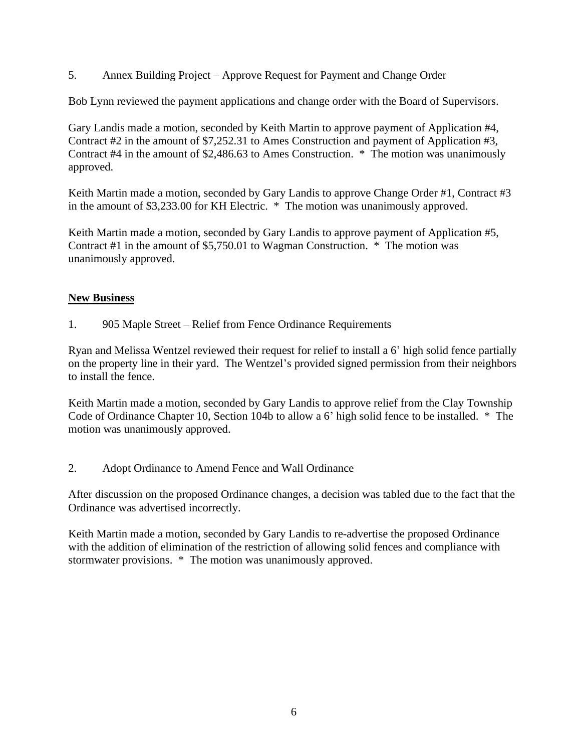5. Annex Building Project – Approve Request for Payment and Change Order

Bob Lynn reviewed the payment applications and change order with the Board of Supervisors.

Gary Landis made a motion, seconded by Keith Martin to approve payment of Application #4, Contract #2 in the amount of $7,252.31 to Ames Construction and payment of Application #3, Contract #4 in the amount of $2,486.63 to Ames Construction. * The motion was unanimously approved.

Keith Martin made a motion, seconded by Gary Landis to approve Change Order #1, Contract #3 in the amount of $3,233.00 for KH Electric. * The motion was unanimously approved.

Keith Martin made a motion, seconded by Gary Landis to approve payment of Application #5, Contract #1 in the amount of $5,750.01 to Wagman Construction. * The motion was unanimously approved.

## New Business

1. 905 Maple Street – Relief from Fence Ordinance Requirements

Ryan and Melissa Wentzel reviewed their request for relief to install a 6' high solid fence partially on the property line in their yard. The Wentzel's provided signed permission from their neighbors to install the fence.

Keith Martin made a motion, seconded by Gary Landis to approve relief from the Clay Township Code of Ordinance Chapter 10, Section 104b to allow a 6' high solid fence to be installed. * The motion was unanimously approved.

2. Adopt Ordinance to Amend Fence and Wall Ordinance

After discussion on the proposed Ordinance changes, a decision was tabled due to the fact that the Ordinance was advertised incorrectly.

Keith Martin made a motion, seconded by Gary Landis to re-advertise the proposed Ordinance with the addition of elimination of the restriction of allowing solid fences and compliance with stormwater provisions. * The motion was unanimously approved.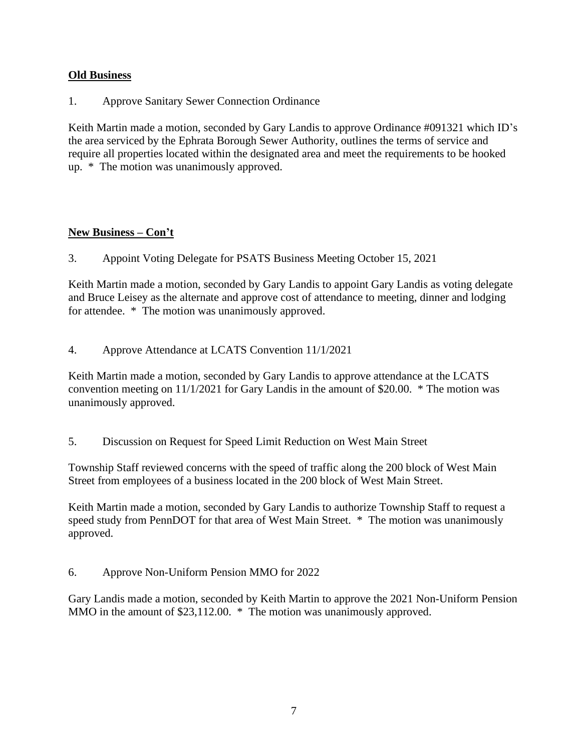**Old Business**

1. Approve Sanitary Sewer Connection Ordinance

Keith Martin made a motion, seconded by Gary Landis to approve Ordinance #091321 which ID's the area serviced by the Ephrata Borough Sewer Authority, outlines the terms of service and require all properties located within the designated area and meet the requirements to be hooked up. * The motion was unanimously approved.

**New Business – Con't**

3. Appoint Voting Delegate for PSATS Business Meeting October 15, 2021

Keith Martin made a motion, seconded by Gary Landis to appoint Gary Landis as voting delegate and Bruce Leisey as the alternate and approve cost of attendance to meeting, dinner and lodging for attendee. * The motion was unanimously approved.

4. Approve Attendance at LCATS Convention 11/1/2021

Keith Martin made a motion, seconded by Gary Landis to approve attendance at the LCATS convention meeting on 11/1/2021 for Gary Landis in the amount of $20.00. * The motion was unanimously approved.

5. Discussion on Request for Speed Limit Reduction on West Main Street

Township Staff reviewed concerns with the speed of traffic along the 200 block of West Main Street from employees of a business located in the 200 block of West Main Street.

Keith Martin made a motion, seconded by Gary Landis to authorize Township Staff to request a speed study from PennDOT for that area of West Main Street. * The motion was unanimously approved.

6. Approve Non-Uniform Pension MMO for 2022

Gary Landis made a motion, seconded by Keith Martin to approve the 2021 Non-Uniform Pension MMO in the amount of $23,112.00. * The motion was unanimously approved.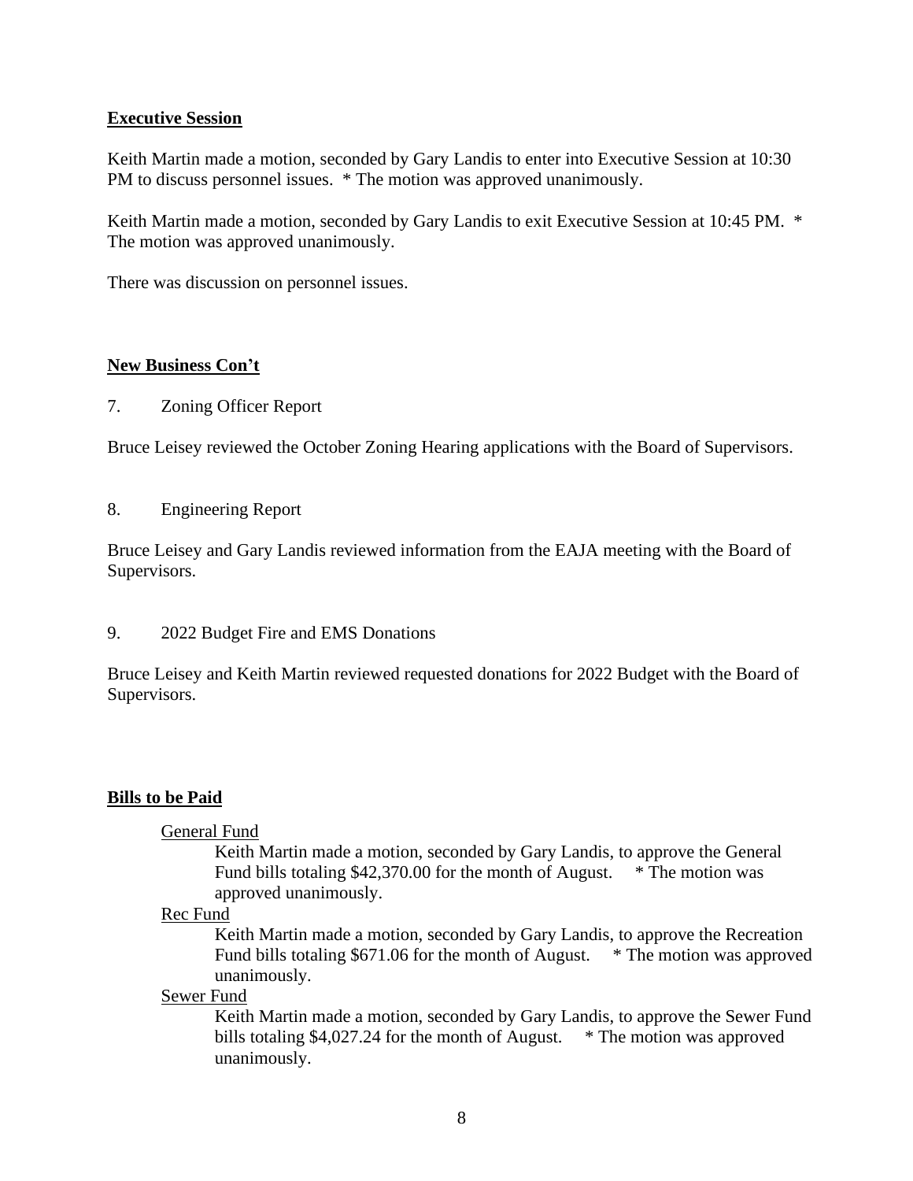**Executive Session**

Keith Martin made a motion, seconded by Gary Landis to enter into Executive Session at 10:30 PM to discuss personnel issues. * The motion was approved unanimously.

Keith Martin made a motion, seconded by Gary Landis to exit Executive Session at 10:45 PM. * The motion was approved unanimously.

There was discussion on personnel issues.

**New Business Con't**

7. Zoning Officer Report

Bruce Leisey reviewed the October Zoning Hearing applications with the Board of Supervisors.

8. Engineering Report

Bruce Leisey and Gary Landis reviewed information from the EAJA meeting with the Board of Supervisors.

9. 2022 Budget Fire and EMS Donations

Bruce Leisey and Keith Martin reviewed requested donations for 2022 Budget with the Board of Supervisors.

**Bills to be Paid**

General Fund

Keith Martin made a motion, seconded by Gary Landis, to approve the General Fund bills totaling $42,370.00 for the month of August. * The motion was approved unanimously.

Rec Fund

Keith Martin made a motion, seconded by Gary Landis, to approve the Recreation Fund bills totaling $671.06 for the month of August. * The motion was approved unanimously.

Sewer Fund

Keith Martin made a motion, seconded by Gary Landis, to approve the Sewer Fund bills totaling $4,027.24 for the month of August. * The motion was approved unanimously.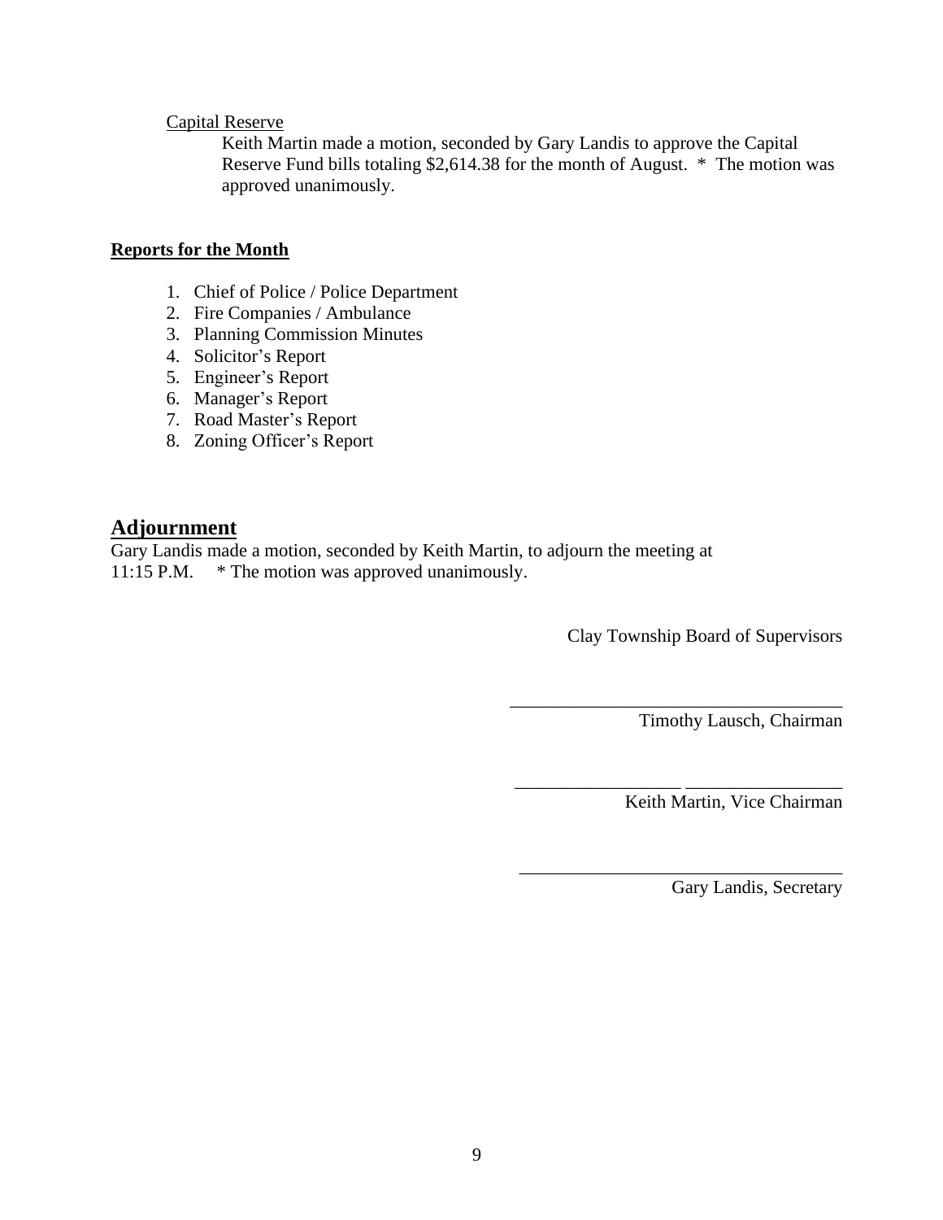Capital Reserve

Keith Martin made a motion, seconded by Gary Landis to approve the Capital Reserve Fund bills totaling $2,614.38 for the month of August. * The motion was approved unanimously.

**Reports for the Month**

1. Chief of Police / Police Department
2. Fire Companies / Ambulance
3. Planning Commission Minutes
4. Solicitor's Report
5. Engineer's Report
6. Manager's Report
7. Road Master's Report
8. Zoning Officer's Report

## Adjournment

Gary Landis made a motion, seconded by Keith Martin, to adjourn the meeting at 11:15 P.M. * The motion was approved unanimously.

Clay Township Board of Supervisors

_____________________________________
Timothy Lausch, Chairman

__________________ ________________
Keith Martin, Vice Chairman

____________________________________
Gary Landis, Secretary